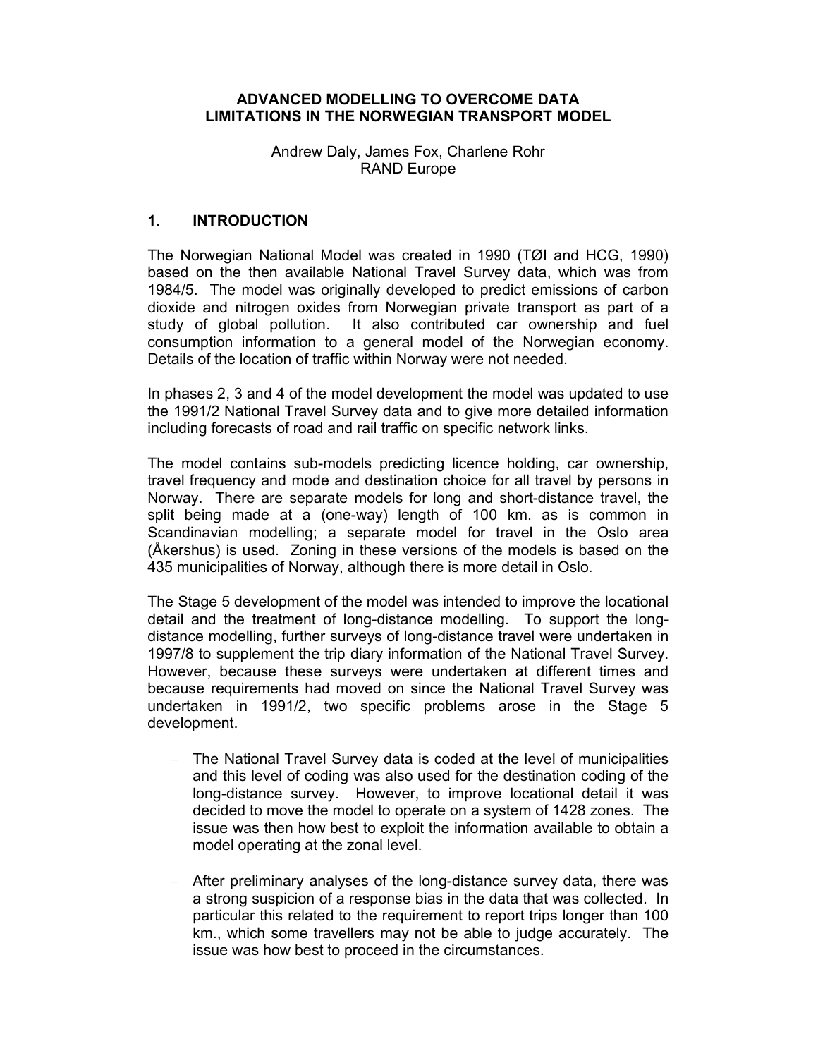# ADVANCED MODELLING TO OVERCOME DATA LIMITATIONS IN THE NORWEGIAN TRANSPORT MODEL

Andrew Daly, James Fox, Charlene Rohr
RAND Europe

## 1. INTRODUCTION

The Norwegian National Model was created in 1990 (TØI and HCG, 1990) based on the then available National Travel Survey data, which was from 1984/5. The model was originally developed to predict emissions of carbon dioxide and nitrogen oxides from Norwegian private transport as part of a study of global pollution. It also contributed car ownership and fuel consumption information to a general model of the Norwegian economy. Details of the location of traffic within Norway were not needed.

In phases 2, 3 and 4 of the model development the model was updated to use the 1991/2 National Travel Survey data and to give more detailed information including forecasts of road and rail traffic on specific network links.

The model contains sub-models predicting licence holding, car ownership, travel frequency and mode and destination choice for all travel by persons in Norway. There are separate models for long and short-distance travel, the split being made at a (one-way) length of 100 km. as is common in Scandinavian modelling; a separate model for travel in the Oslo area (Åkershus) is used. Zoning in these versions of the models is based on the 435 municipalities of Norway, although there is more detail in Oslo.

The Stage 5 development of the model was intended to improve the locational detail and the treatment of long-distance modelling. To support the long-distance modelling, further surveys of long-distance travel were undertaken in 1997/8 to supplement the trip diary information of the National Travel Survey. However, because these surveys were undertaken at different times and because requirements had moved on since the National Travel Survey was undertaken in 1991/2, two specific problems arose in the Stage 5 development.

- The National Travel Survey data is coded at the level of municipalities and this level of coding was also used for the destination coding of the long-distance survey. However, to improve locational detail it was decided to move the model to operate on a system of 1428 zones. The issue was then how best to exploit the information available to obtain a model operating at the zonal level.

- After preliminary analyses of the long-distance survey data, there was a strong suspicion of a response bias in the data that was collected. In particular this related to the requirement to report trips longer than 100 km., which some travellers may not be able to judge accurately. The issue was how best to proceed in the circumstances.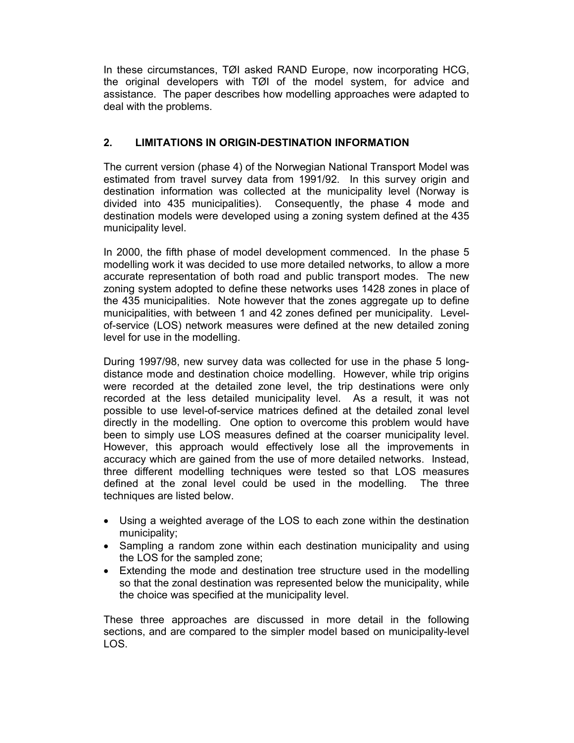In these circumstances, TØI asked RAND Europe, now incorporating HCG, the original developers with TØI of the model system, for advice and assistance. The paper describes how modelling approaches were adapted to deal with the problems.

## 2. LIMITATIONS IN ORIGIN-DESTINATION INFORMATION

The current version (phase 4) of the Norwegian National Transport Model was estimated from travel survey data from 1991/92. In this survey origin and destination information was collected at the municipality level (Norway is divided into 435 municipalities). Consequently, the phase 4 mode and destination models were developed using a zoning system defined at the 435 municipality level.

In 2000, the fifth phase of model development commenced. In the phase 5 modelling work it was decided to use more detailed networks, to allow a more accurate representation of both road and public transport modes. The new zoning system adopted to define these networks uses 1428 zones in place of the 435 municipalities. Note however that the zones aggregate up to define municipalities, with between 1 and 42 zones defined per municipality. Level-of-service (LOS) network measures were defined at the new detailed zoning level for use in the modelling.

During 1997/98, new survey data was collected for use in the phase 5 long-distance mode and destination choice modelling. However, while trip origins were recorded at the detailed zone level, the trip destinations were only recorded at the less detailed municipality level. As a result, it was not possible to use level-of-service matrices defined at the detailed zonal level directly in the modelling. One option to overcome this problem would have been to simply use LOS measures defined at the coarser municipality level. However, this approach would effectively lose all the improvements in accuracy which are gained from the use of more detailed networks. Instead, three different modelling techniques were tested so that LOS measures defined at the zonal level could be used in the modelling. The three techniques are listed below.

- Using a weighted average of the LOS to each zone within the destination municipality;
- Sampling a random zone within each destination municipality and using the LOS for the sampled zone;
- Extending the mode and destination tree structure used in the modelling so that the zonal destination was represented below the municipality, while the choice was specified at the municipality level.

These three approaches are discussed in more detail in the following sections, and are compared to the simpler model based on municipality-level LOS.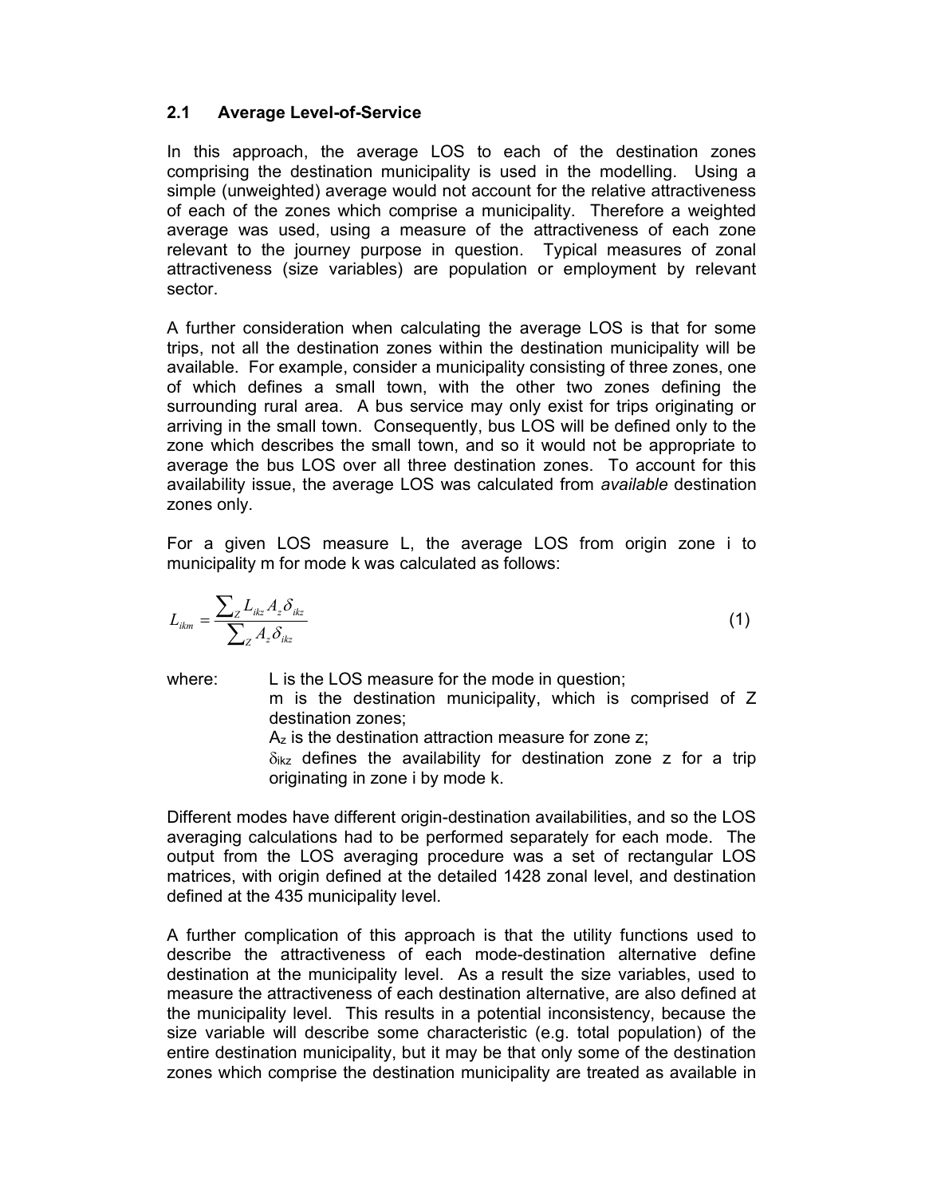## 2.1 Average Level-of-Service

In this approach, the average LOS to each of the destination zones comprising the destination municipality is used in the modelling. Using a simple (unweighted) average would not account for the relative attractiveness of each of the zones which comprise a municipality. Therefore a weighted average was used, using a measure of the attractiveness of each zone relevant to the journey purpose in question. Typical measures of zonal attractiveness (size variables) are population or employment by relevant sector.

A further consideration when calculating the average LOS is that for some trips, not all the destination zones within the destination municipality will be available. For example, consider a municipality consisting of three zones, one of which defines a small town, with the other two zones defining the surrounding rural area. A bus service may only exist for trips originating or arriving in the small town. Consequently, bus LOS will be defined only to the zone which describes the small town, and so it would not be appropriate to average the bus LOS over all three destination zones. To account for this availability issue, the average LOS was calculated from *available* destination zones only.

For a given LOS measure L, the average LOS from origin zone i to municipality m for mode k was calculated as follows:

$$L_{ikm} = \frac{\sum_Z L_{ikz} A_z \delta_{ikz}}{\sum_Z A_z \delta_{ikz}} \qquad (1)$$

where: L is the LOS measure for the mode in question;
m is the destination municipality, which is comprised of Z destination zones;
$A_z$ is the destination attraction measure for zone z;
$\delta_{ikz}$ defines the availability for destination zone z for a trip originating in zone i by mode k.

Different modes have different origin-destination availabilities, and so the LOS averaging calculations had to be performed separately for each mode. The output from the LOS averaging procedure was a set of rectangular LOS matrices, with origin defined at the detailed 1428 zonal level, and destination defined at the 435 municipality level.

A further complication of this approach is that the utility functions used to describe the attractiveness of each mode-destination alternative define destination at the municipality level. As a result the size variables, used to measure the attractiveness of each destination alternative, are also defined at the municipality level. This results in a potential inconsistency, because the size variable will describe some characteristic (e.g. total population) of the entire destination municipality, but it may be that only some of the destination zones which comprise the destination municipality are treated as available in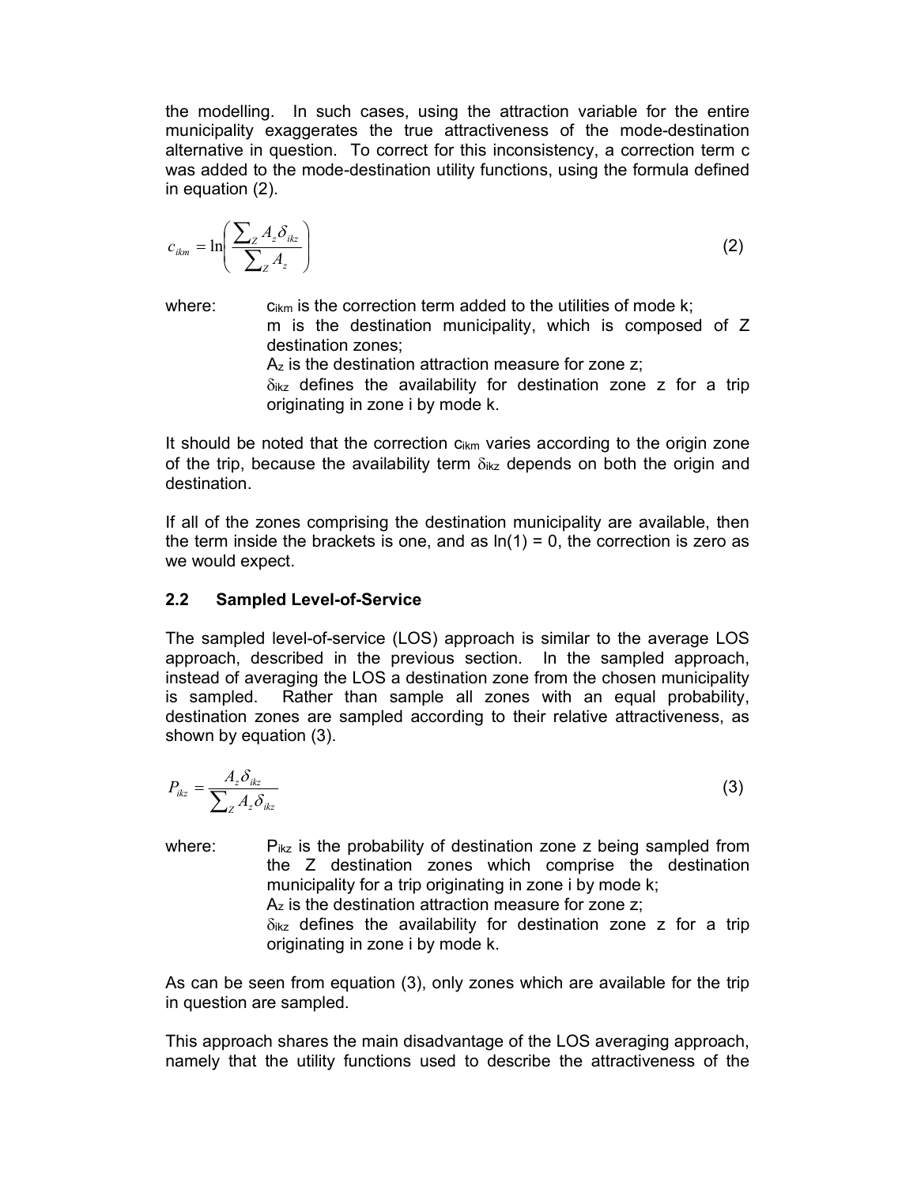the modelling. In such cases, using the attraction variable for the entire municipality exaggerates the true attractiveness of the mode-destination alternative in question. To correct for this inconsistency, a correction term c was added to the mode-destination utility functions, using the formula defined in equation (2).

$$c_{ikm} = \ln\left(\frac{\sum_{Z} A_z \delta_{ikz}}{\sum_{Z} A_z}\right) \tag{2}$$

where: $c_{ikm}$ is the correction term added to the utilities of mode k;
m is the destination municipality, which is composed of Z destination zones;
$A_z$ is the destination attraction measure for zone z;
$\delta_{ikz}$ defines the availability for destination zone z for a trip originating in zone i by mode k.

It should be noted that the correction $c_{ikm}$ varies according to the origin zone of the trip, because the availability term $\delta_{ikz}$ depends on both the origin and destination.

If all of the zones comprising the destination municipality are available, then the term inside the brackets is one, and as $\ln(1) = 0$, the correction is zero as we would expect.

## 2.2 Sampled Level-of-Service

The sampled level-of-service (LOS) approach is similar to the average LOS approach, described in the previous section. In the sampled approach, instead of averaging the LOS a destination zone from the chosen municipality is sampled. Rather than sample all zones with an equal probability, destination zones are sampled according to their relative attractiveness, as shown by equation (3).

$$P_{ikz} = \frac{A_z \delta_{ikz}}{\sum_{Z} A_z \delta_{ikz}} \tag{3}$$

where: $P_{ikz}$ is the probability of destination zone z being sampled from the Z destination zones which comprise the destination municipality for a trip originating in zone i by mode k;
$A_z$ is the destination attraction measure for zone z;
$\delta_{ikz}$ defines the availability for destination zone z for a trip originating in zone i by mode k.

As can be seen from equation (3), only zones which are available for the trip in question are sampled.

This approach shares the main disadvantage of the LOS averaging approach, namely that the utility functions used to describe the attractiveness of the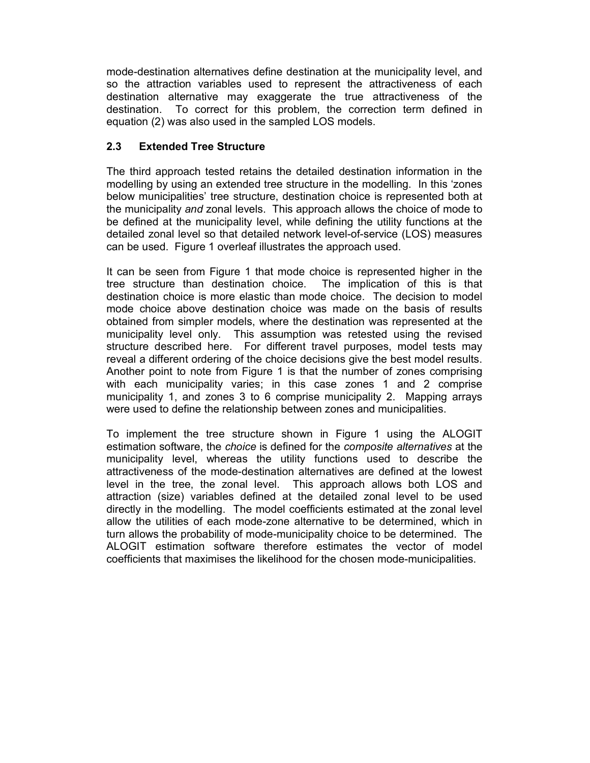mode-destination alternatives define destination at the municipality level, and so the attraction variables used to represent the attractiveness of each destination alternative may exaggerate the true attractiveness of the destination. To correct for this problem, the correction term defined in equation (2) was also used in the sampled LOS models.

## 2.3 Extended Tree Structure

The third approach tested retains the detailed destination information in the modelling by using an extended tree structure in the modelling. In this 'zones below municipalities' tree structure, destination choice is represented both at the municipality *and* zonal levels. This approach allows the choice of mode to be defined at the municipality level, while defining the utility functions at the detailed zonal level so that detailed network level-of-service (LOS) measures can be used. Figure 1 overleaf illustrates the approach used.

It can be seen from Figure 1 that mode choice is represented higher in the tree structure than destination choice. The implication of this is that destination choice is more elastic than mode choice. The decision to model mode choice above destination choice was made on the basis of results obtained from simpler models, where the destination was represented at the municipality level only. This assumption was retested using the revised structure described here. For different travel purposes, model tests may reveal a different ordering of the choice decisions give the best model results. Another point to note from Figure 1 is that the number of zones comprising with each municipality varies; in this case zones 1 and 2 comprise municipality 1, and zones 3 to 6 comprise municipality 2. Mapping arrays were used to define the relationship between zones and municipalities.

To implement the tree structure shown in Figure 1 using the ALOGIT estimation software, the *choice* is defined for the *composite alternatives* at the municipality level, whereas the utility functions used to describe the attractiveness of the mode-destination alternatives are defined at the lowest level in the tree, the zonal level. This approach allows both LOS and attraction (size) variables defined at the detailed zonal level to be used directly in the modelling. The model coefficients estimated at the zonal level allow the utilities of each mode-zone alternative to be determined, which in turn allows the probability of mode-municipality choice to be determined. The ALOGIT estimation software therefore estimates the vector of model coefficients that maximises the likelihood for the chosen mode-municipalities.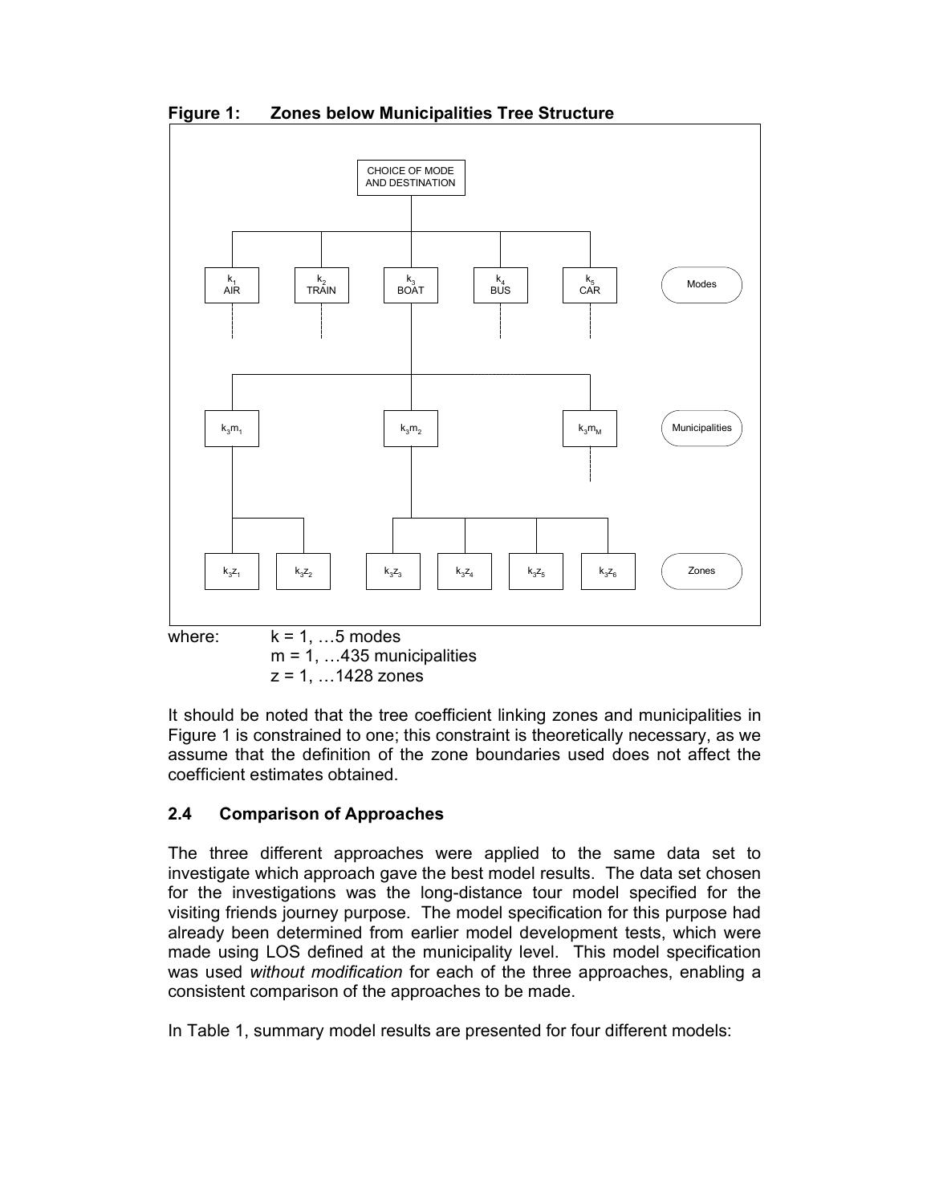**Figure 1: Zones below Municipalities Tree Structure**

where: $k = 1, \ldots 5$ modes
$m = 1, \ldots 435$ municipalities
$z = 1, \ldots 1428$ zones

It should be noted that the tree coefficient linking zones and municipalities in Figure 1 is constrained to one; this constraint is theoretically necessary, as we assume that the definition of the zone boundaries used does not affect the coefficient estimates obtained.

## 2.4 Comparison of Approaches

The three different approaches were applied to the same data set to investigate which approach gave the best model results. The data set chosen for the investigations was the long-distance tour model specified for the visiting friends journey purpose. The model specification for this purpose had already been determined from earlier model development tests, which were made using LOS defined at the municipality level. This model specification was used *without modification* for each of the three approaches, enabling a consistent comparison of the approaches to be made.

In Table 1, summary model results are presented for four different models: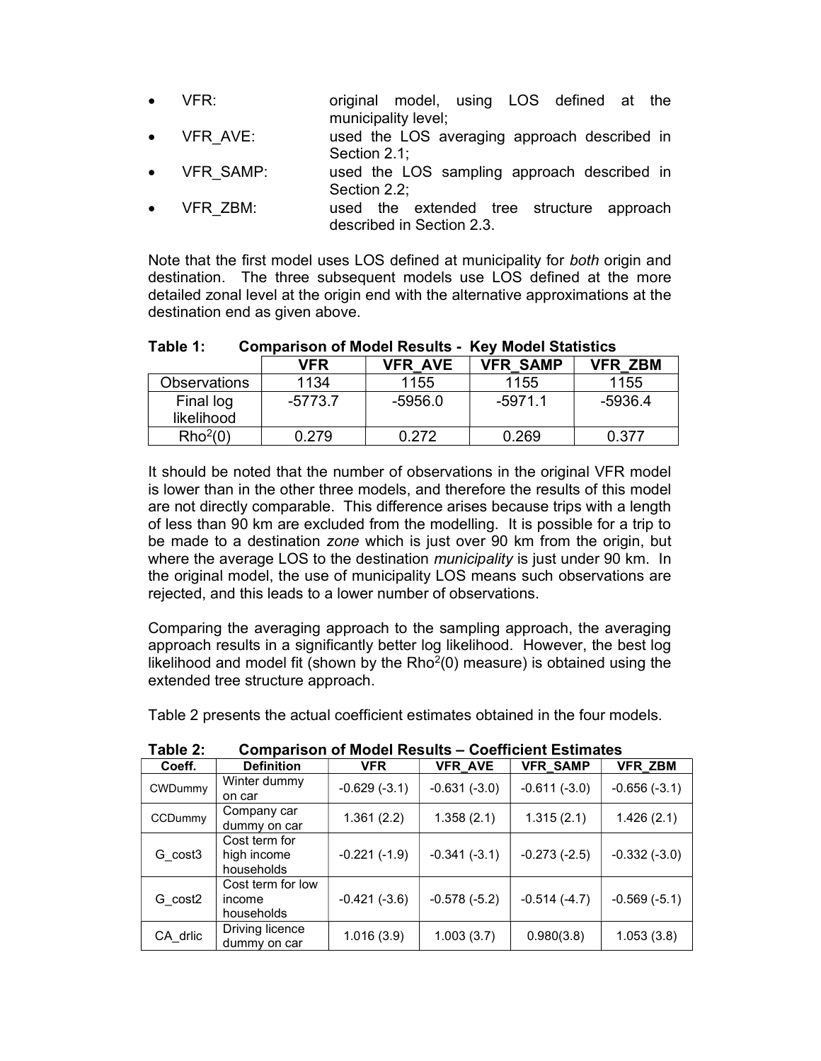- VFR: original model, using LOS defined at the municipality level;
- VFR_AVE: used the LOS averaging approach described in Section 2.1;
- VFR_SAMP: used the LOS sampling approach described in Section 2.2;
- VFR_ZBM: used the extended tree structure approach described in Section 2.3.

Note that the first model uses LOS defined at municipality for *both* origin and destination. The three subsequent models use LOS defined at the more detailed zonal level at the origin end with the alternative approximations at the destination end as given above.

**Table 1: Comparison of Model Results - Key Model Statistics**

| | VFR | VFR_AVE | VFR_SAMP | VFR_ZBM |
|---|---|---|---|---|
| Observations | 1134 | 1155 | 1155 | 1155 |
| Final log likelihood | -5773.7 | -5956.0 | -5971.1 | -5936.4 |
| $Rho^2(0)$ | 0.279 | 0.272 | 0.269 | 0.377 |

It should be noted that the number of observations in the original VFR model is lower than in the other three models, and therefore the results of this model are not directly comparable. This difference arises because trips with a length of less than 90 km are excluded from the modelling. It is possible for a trip to be made to a destination *zone* which is just over 90 km from the origin, but where the average LOS to the destination *municipality* is just under 90 km. In the original model, the use of municipality LOS means such observations are rejected, and this leads to a lower number of observations.

Comparing the averaging approach to the sampling approach, the averaging approach results in a significantly better log likelihood. However, the best log likelihood and model fit (shown by the $Rho^2(0)$ measure) is obtained using the extended tree structure approach.

Table 2 presents the actual coefficient estimates obtained in the four models.

**Table 2: Comparison of Model Results – Coefficient Estimates**

| Coeff. | Definition | VFR | VFR_AVE | VFR_SAMP | VFR_ZBM |
|---|---|---|---|---|---|
| CWDummy | Winter dummy on car | -0.629 (-3.1) | -0.631 (-3.0) | -0.611 (-3.0) | -0.656 (-3.1) |
| CCDummy | Company car dummy on car | 1.361 (2.2) | 1.358 (2.1) | 1.315 (2.1) | 1.426 (2.1) |
| G_cost3 | Cost term for high income households | -0.221 (-1.9) | -0.341 (-3.1) | -0.273 (-2.5) | -0.332 (-3.0) |
| G_cost2 | Cost term for low income households | -0.421 (-3.6) | -0.578 (-5.2) | -0.514 (-4.7) | -0.569 (-5.1) |
| CA_drlic | Driving licence dummy on car | 1.016 (3.9) | 1.003 (3.7) | 0.980(3.8) | 1.053 (3.8) |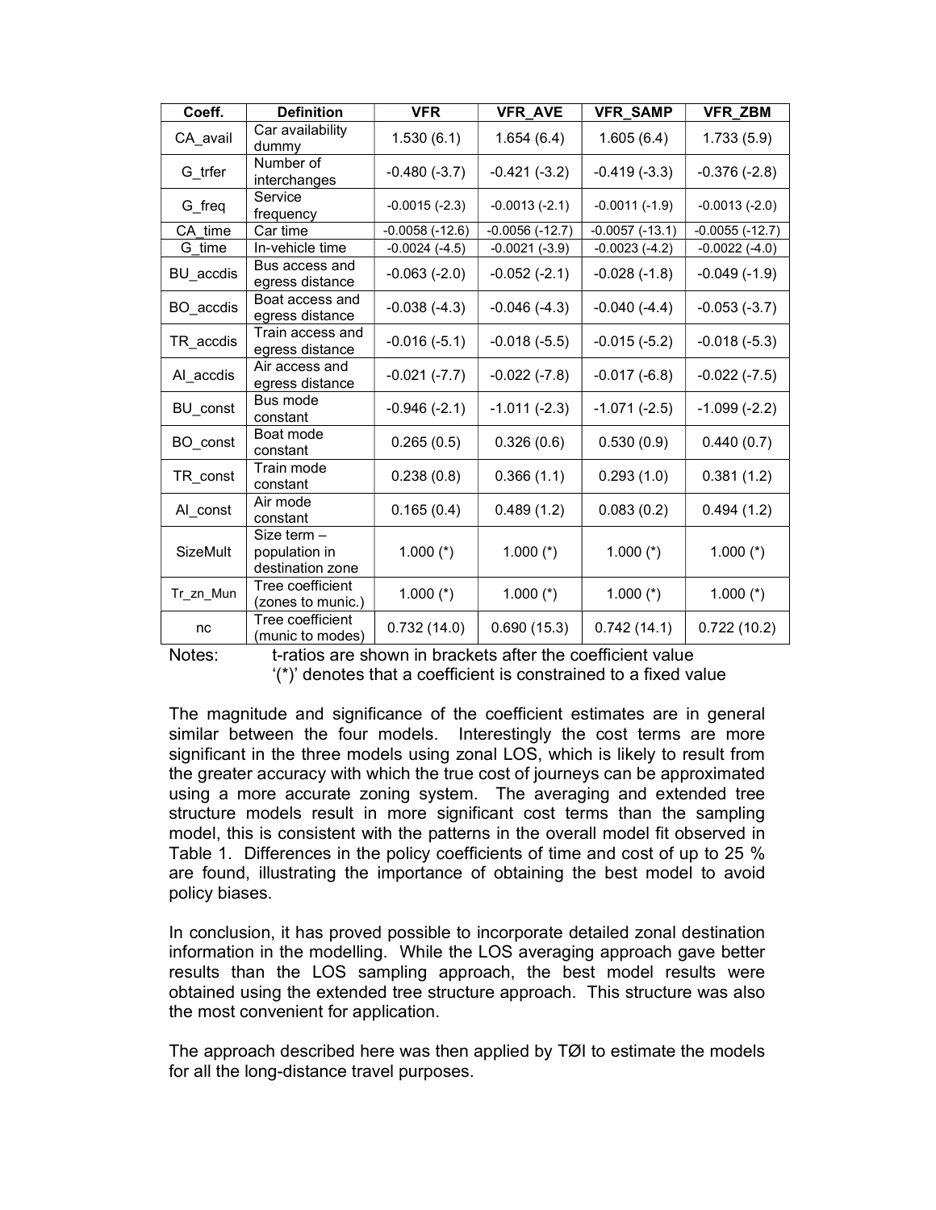| Coeff. | Definition | VFR | VFR_AVE | VFR_SAMP | VFR_ZBM |
|---|---|---|---|---|---|
| CA_avail | Car availability dummy | 1.530 (6.1) | 1.654 (6.4) | 1.605 (6.4) | 1.733 (5.9) |
| G_trfer | Number of interchanges | -0.480 (-3.7) | -0.421 (-3.2) | -0.419 (-3.3) | -0.376 (-2.8) |
| G_freq | Service frequency | -0.0015 (-2.3) | -0.0013 (-2.1) | -0.0011 (-1.9) | -0.0013 (-2.0) |
| CA_time | Car time | -0.0058 (-12.6) | -0.0056 (-12.7) | -0.0057 (-13.1) | -0.0055 (-12.7) |
| G_time | In-vehicle time | -0.0024 (-4.5) | -0.0021 (-3.9) | -0.0023 (-4.2) | -0.0022 (-4.0) |
| BU_accdis | Bus access and egress distance | -0.063 (-2.0) | -0.052 (-2.1) | -0.028 (-1.8) | -0.049 (-1.9) |
| BO_accdis | Boat access and egress distance | -0.038 (-4.3) | -0.046 (-4.3) | -0.040 (-4.4) | -0.053 (-3.7) |
| TR_accdis | Train access and egress distance | -0.016 (-5.1) | -0.018 (-5.5) | -0.015 (-5.2) | -0.018 (-5.3) |
| AI_accdis | Air access and egress distance | -0.021 (-7.7) | -0.022 (-7.8) | -0.017 (-6.8) | -0.022 (-7.5) |
| BU_const | Bus mode constant | -0.946 (-2.1) | -1.011 (-2.3) | -1.071 (-2.5) | -1.099 (-2.2) |
| BO_const | Boat mode constant | 0.265 (0.5) | 0.326 (0.6) | 0.530 (0.9) | 0.440 (0.7) |
| TR_const | Train mode constant | 0.238 (0.8) | 0.366 (1.1) | 0.293 (1.0) | 0.381 (1.2) |
| AI_const | Air mode constant | 0.165 (0.4) | 0.489 (1.2) | 0.083 (0.2) | 0.494 (1.2) |
| SizeMult | Size term – population in destination zone | 1.000 (*) | 1.000 (*) | 1.000 (*) | 1.000 (*) |
| Tr_zn_Mun | Tree coefficient (zones to munic.) | 1.000 (*) | 1.000 (*) | 1.000 (*) | 1.000 (*) |
| nc | Tree coefficient (munic to modes) | 0.732 (14.0) | 0.690 (15.3) | 0.742 (14.1) | 0.722 (10.2) |

Notes: t-ratios are shown in brackets after the coefficient value
'(*)' denotes that a coefficient is constrained to a fixed value

The magnitude and significance of the coefficient estimates are in general similar between the four models. Interestingly the cost terms are more significant in the three models using zonal LOS, which is likely to result from the greater accuracy with which the true cost of journeys can be approximated using a more accurate zoning system. The averaging and extended tree structure models result in more significant cost terms than the sampling model, this is consistent with the patterns in the overall model fit observed in Table 1. Differences in the policy coefficients of time and cost of up to 25 % are found, illustrating the importance of obtaining the best model to avoid policy biases.

In conclusion, it has proved possible to incorporate detailed zonal destination information in the modelling. While the LOS averaging approach gave better results than the LOS sampling approach, the best model results were obtained using the extended tree structure approach. This structure was also the most convenient for application.

The approach described here was then applied by TØI to estimate the models for all the long-distance travel purposes.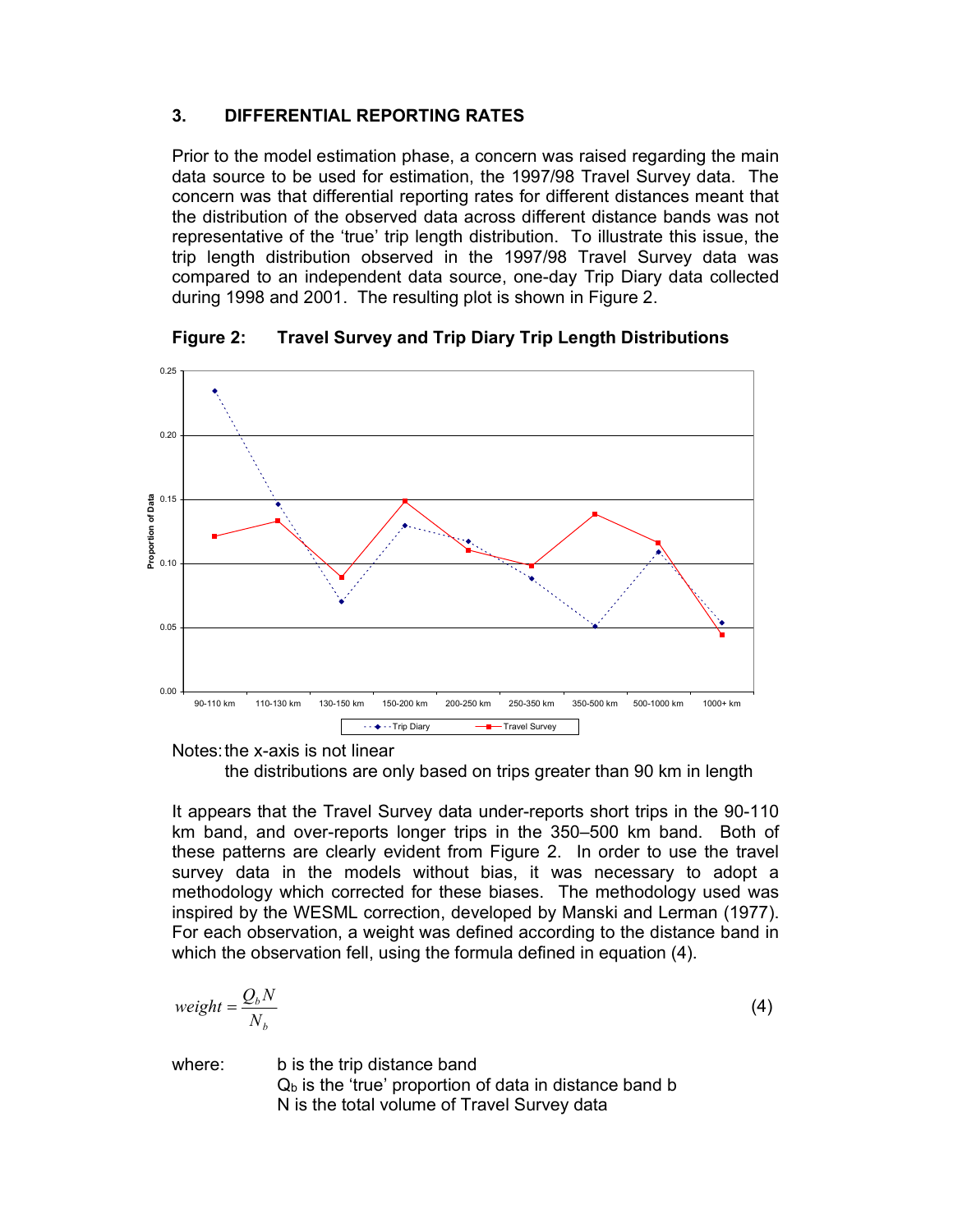## 3. DIFFERENTIAL REPORTING RATES

Prior to the model estimation phase, a concern was raised regarding the main data source to be used for estimation, the 1997/98 Travel Survey data. The concern was that differential reporting rates for different distances meant that the distribution of the observed data across different distance bands was not representative of the 'true' trip length distribution. To illustrate this issue, the trip length distribution observed in the 1997/98 Travel Survey data was compared to an independent data source, one-day Trip Diary data collected during 1998 and 2001. The resulting plot is shown in Figure 2.

**Figure 2: Travel Survey and Trip Diary Trip Length Distributions**

Notes: the x-axis is not linear
the distributions are only based on trips greater than 90 km in length

It appears that the Travel Survey data under-reports short trips in the 90-110 km band, and over-reports longer trips in the 350–500 km band. Both of these patterns are clearly evident from Figure 2. In order to use the travel survey data in the models without bias, it was necessary to adopt a methodology which corrected for these biases. The methodology used was inspired by the WESML correction, developed by Manski and Lerman (1977). For each observation, a weight was defined according to the distance band in which the observation fell, using the formula defined in equation (4).

$$weight = \frac{Q_b N}{N_b} \tag{4}$$

where:
b is the trip distance band
$Q_b$ is the 'true' proportion of data in distance band b
N is the total volume of Travel Survey data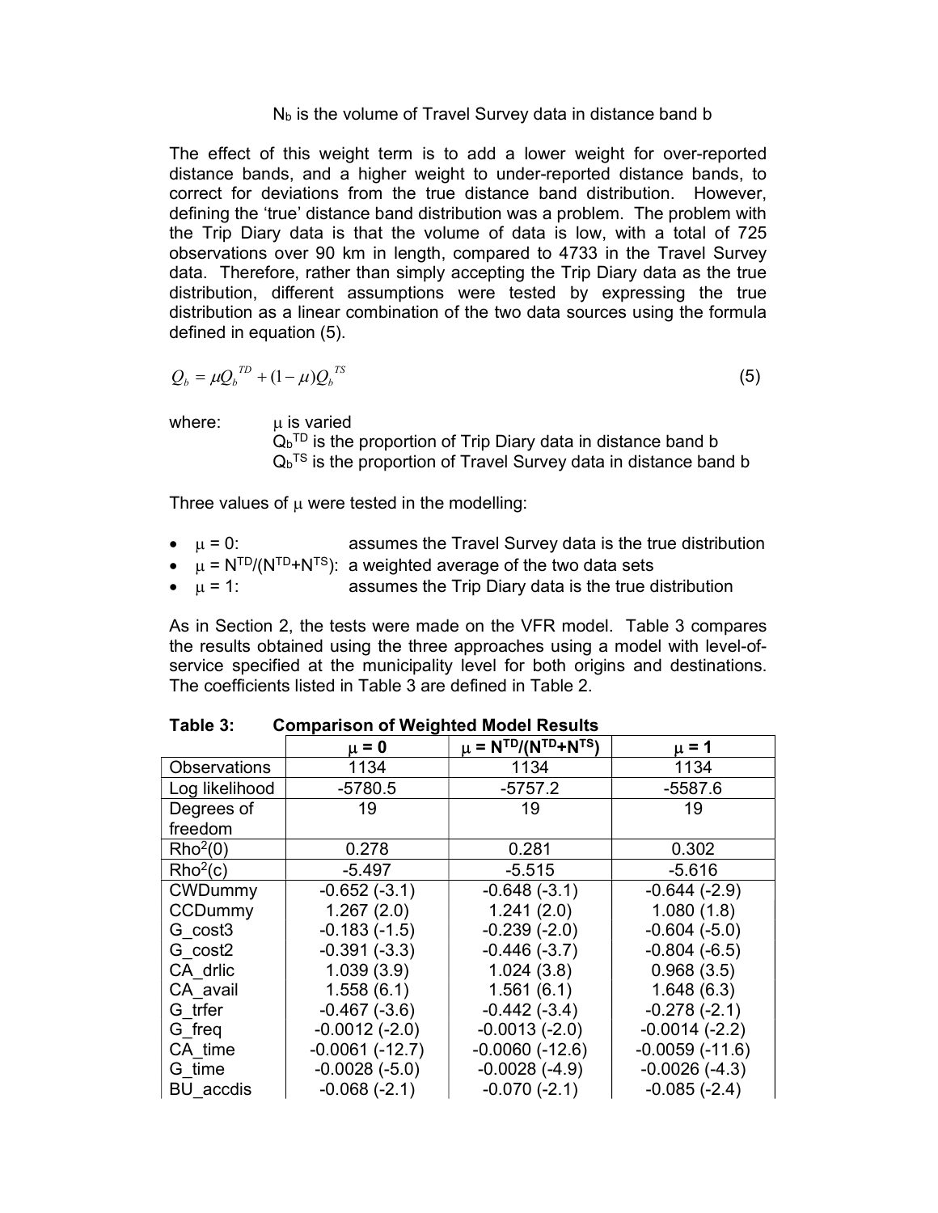$N_b$ is the volume of Travel Survey data in distance band b

The effect of this weight term is to add a lower weight for over-reported distance bands, and a higher weight to under-reported distance bands, to correct for deviations from the true distance band distribution. However, defining the 'true' distance band distribution was a problem. The problem with the Trip Diary data is that the volume of data is low, with a total of 725 observations over 90 km in length, compared to 4733 in the Travel Survey data. Therefore, rather than simply accepting the Trip Diary data as the true distribution, different assumptions were tested by expressing the true distribution as a linear combination of the two data sources using the formula defined in equation (5).

$$Q_b = \mu Q_b^{TD} + (1-\mu) Q_b^{TS} \tag{5}$$

where: $\mu$ is varied
$Q_b^{TD}$ is the proportion of Trip Diary data in distance band b
$Q_b^{TS}$ is the proportion of Travel Survey data in distance band b

Three values of $\mu$ were tested in the modelling:

- $\mu = 0$: assumes the Travel Survey data is the true distribution
- $\mu = N^{TD}/(N^{TD}+N^{TS})$: a weighted average of the two data sets
- $\mu = 1$: assumes the Trip Diary data is the true distribution

As in Section 2, the tests were made on the VFR model. Table 3 compares the results obtained using the three approaches using a model with level-of-service specified at the municipality level for both origins and destinations. The coefficients listed in Table 3 are defined in Table 2.

**Table 3: Comparison of Weighted Model Results**

| | $\mu = 0$ | $\mu = N^{TD}/(N^{TD}+N^{TS})$ | $\mu = 1$ |
|---|---|---|---|
| Observations | 1134 | 1134 | 1134 |
| Log likelihood | -5780.5 | -5757.2 | -5587.6 |
| Degrees of freedom | 19 | 19 | 19 |
| $Rho^2(0)$ | 0.278 | 0.281 | 0.302 |
| $Rho^2(c)$ | -5.497 | -5.515 | -5.616 |
| CWDummy | -0.652 (-3.1) | -0.648 (-3.1) | -0.644 (-2.9) |
| CCDummy | 1.267 (2.0) | 1.241 (2.0) | 1.080 (1.8) |
| G_cost3 | -0.183 (-1.5) | -0.239 (-2.0) | -0.604 (-5.0) |
| G_cost2 | -0.391 (-3.3) | -0.446 (-3.7) | -0.804 (-6.5) |
| CA_drlic | 1.039 (3.9) | 1.024 (3.8) | 0.968 (3.5) |
| CA_avail | 1.558 (6.1) | 1.561 (6.1) | 1.648 (6.3) |
| G_trfer | -0.467 (-3.6) | -0.442 (-3.4) | -0.278 (-2.1) |
| G_freq | -0.0012 (-2.0) | -0.0013 (-2.0) | -0.0014 (-2.2) |
| CA_time | -0.0061 (-12.7) | -0.0060 (-12.6) | -0.0059 (-11.6) |
| G_time | -0.0028 (-5.0) | -0.0028 (-4.9) | -0.0026 (-4.3) |
| BU_accdis | -0.068 (-2.1) | -0.070 (-2.1) | -0.085 (-2.4) |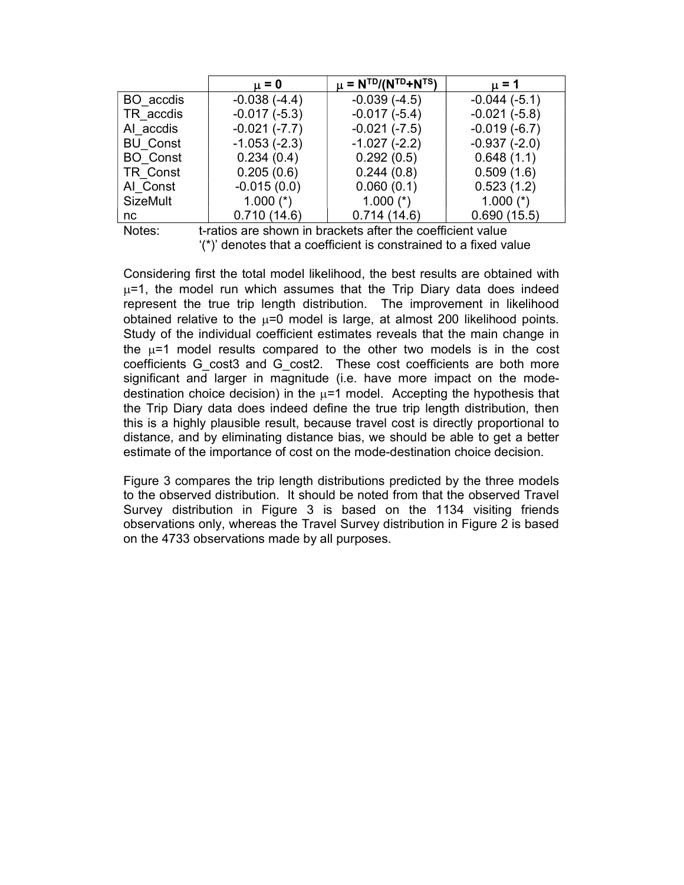| | $\mu = 0$ | $\mu = N^{TD}/(N^{TD}+N^{TS})$ | $\mu = 1$ |
|---|---|---|---|
| BO_accdis | -0.038 (-4.4) | -0.039 (-4.5) | -0.044 (-5.1) |
| TR_accdis | -0.017 (-5.3) | -0.017 (-5.4) | -0.021 (-5.8) |
| AI_accdis | -0.021 (-7.7) | -0.021 (-7.5) | -0.019 (-6.7) |
| BU_Const | -1.053 (-2.3) | -1.027 (-2.2) | -0.937 (-2.0) |
| BO_Const | 0.234 (0.4) | 0.292 (0.5) | 0.648 (1.1) |
| TR_Const | 0.205 (0.6) | 0.244 (0.8) | 0.509 (1.6) |
| AI_Const | -0.015 (0.0) | 0.060 (0.1) | 0.523 (1.2) |
| SizeMult | 1.000 (*) | 1.000 (*) | 1.000 (*) |
| nc | 0.710 (14.6) | 0.714 (14.6) | 0.690 (15.5) |

Notes: t-ratios are shown in brackets after the coefficient value
'(*)' denotes that a coefficient is constrained to a fixed value

Considering first the total model likelihood, the best results are obtained with $\mu$=1, the model run which assumes that the Trip Diary data does indeed represent the true trip length distribution. The improvement in likelihood obtained relative to the $\mu$=0 model is large, at almost 200 likelihood points. Study of the individual coefficient estimates reveals that the main change in the $\mu$=1 model results compared to the other two models is in the cost coefficients G_cost3 and G_cost2. These cost coefficients are both more significant and larger in magnitude (i.e. have more impact on the mode-destination choice decision) in the $\mu$=1 model. Accepting the hypothesis that the Trip Diary data does indeed define the true trip length distribution, then this is a highly plausible result, because travel cost is directly proportional to distance, and by eliminating distance bias, we should be able to get a better estimate of the importance of cost on the mode-destination choice decision.

Figure 3 compares the trip length distributions predicted by the three models to the observed distribution. It should be noted from that the observed Travel Survey distribution in Figure 3 is based on the 1134 visiting friends observations only, whereas the Travel Survey distribution in Figure 2 is based on the 4733 observations made by all purposes.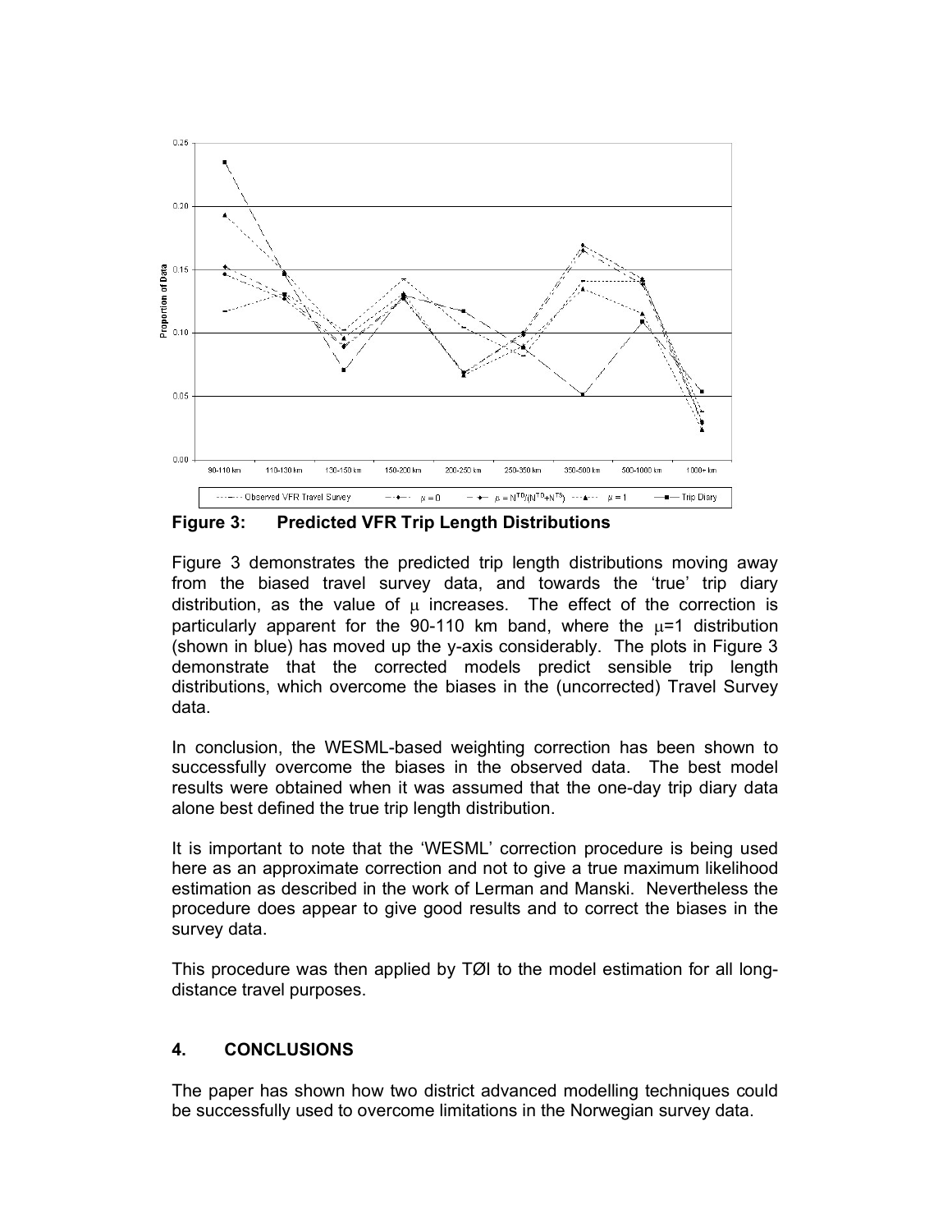**Figure 3: Predicted VFR Trip Length Distributions**

Figure 3 demonstrates the predicted trip length distributions moving away from the biased travel survey data, and towards the 'true' trip diary distribution, as the value of $\mu$ increases. The effect of the correction is particularly apparent for the 90-110 km band, where the $\mu$=1 distribution (shown in blue) has moved up the y-axis considerably. The plots in Figure 3 demonstrate that the corrected models predict sensible trip length distributions, which overcome the biases in the (uncorrected) Travel Survey data.

In conclusion, the WESML-based weighting correction has been shown to successfully overcome the biases in the observed data. The best model results were obtained when it was assumed that the one-day trip diary data alone best defined the true trip length distribution.

It is important to note that the 'WESML' correction procedure is being used here as an approximate correction and not to give a true maximum likelihood estimation as described in the work of Lerman and Manski. Nevertheless the procedure does appear to give good results and to correct the biases in the survey data.

This procedure was then applied by TØI to the model estimation for all long-distance travel purposes.

## 4. CONCLUSIONS

The paper has shown how two district advanced modelling techniques could be successfully used to overcome limitations in the Norwegian survey data.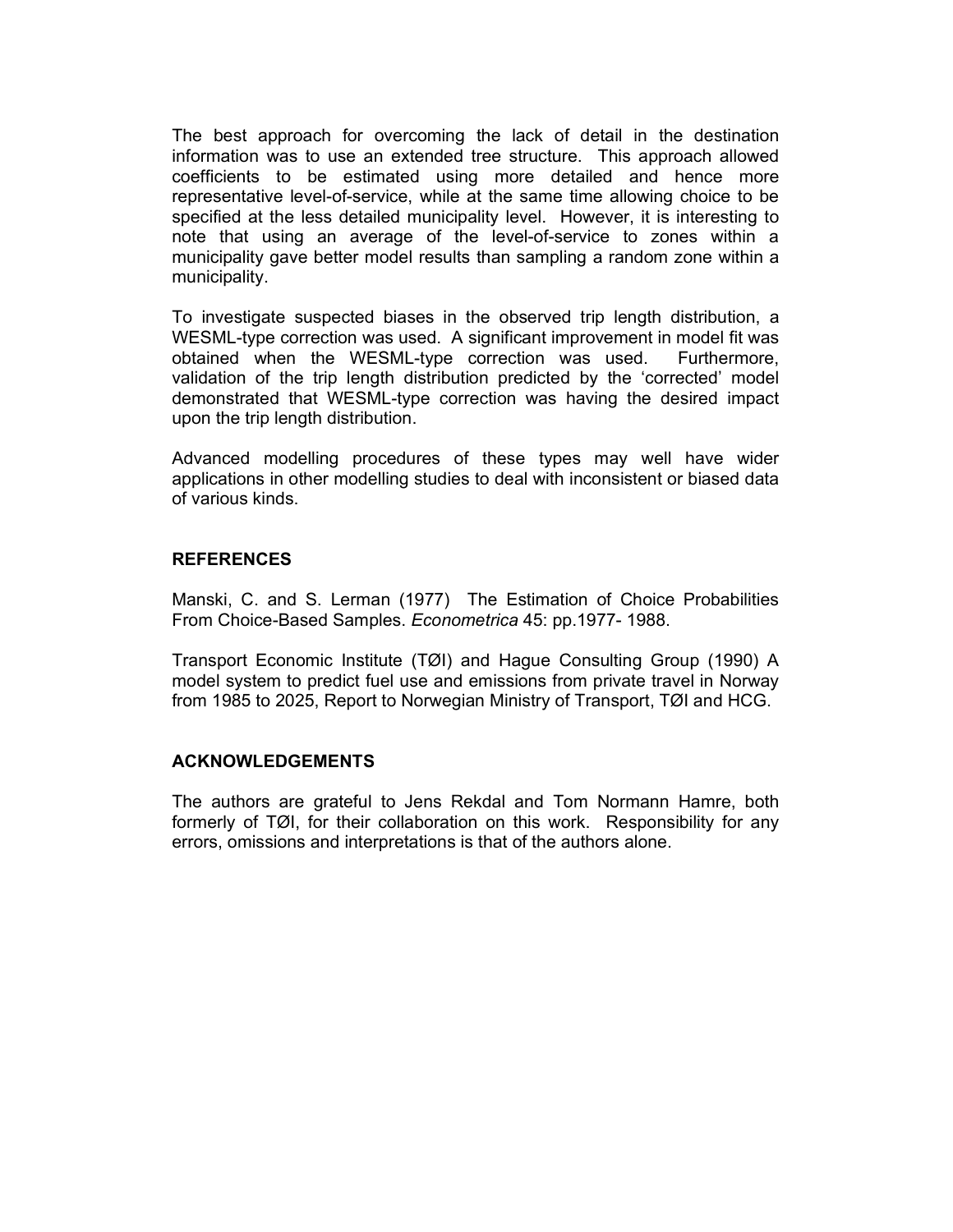The best approach for overcoming the lack of detail in the destination information was to use an extended tree structure. This approach allowed coefficients to be estimated using more detailed and hence more representative level-of-service, while at the same time allowing choice to be specified at the less detailed municipality level. However, it is interesting to note that using an average of the level-of-service to zones within a municipality gave better model results than sampling a random zone within a municipality.

To investigate suspected biases in the observed trip length distribution, a WESML-type correction was used. A significant improvement in model fit was obtained when the WESML-type correction was used. Furthermore, validation of the trip length distribution predicted by the 'corrected' model demonstrated that WESML-type correction was having the desired impact upon the trip length distribution.

Advanced modelling procedures of these types may well have wider applications in other modelling studies to deal with inconsistent or biased data of various kinds.

## REFERENCES

Manski, C. and S. Lerman (1977) The Estimation of Choice Probabilities From Choice-Based Samples. *Econometrica* 45: pp.1977- 1988.

Transport Economic Institute (TØI) and Hague Consulting Group (1990) A model system to predict fuel use and emissions from private travel in Norway from 1985 to 2025, Report to Norwegian Ministry of Transport, TØI and HCG.

## ACKNOWLEDGEMENTS

The authors are grateful to Jens Rekdal and Tom Normann Hamre, both formerly of TØI, for their collaboration on this work. Responsibility for any errors, omissions and interpretations is that of the authors alone.